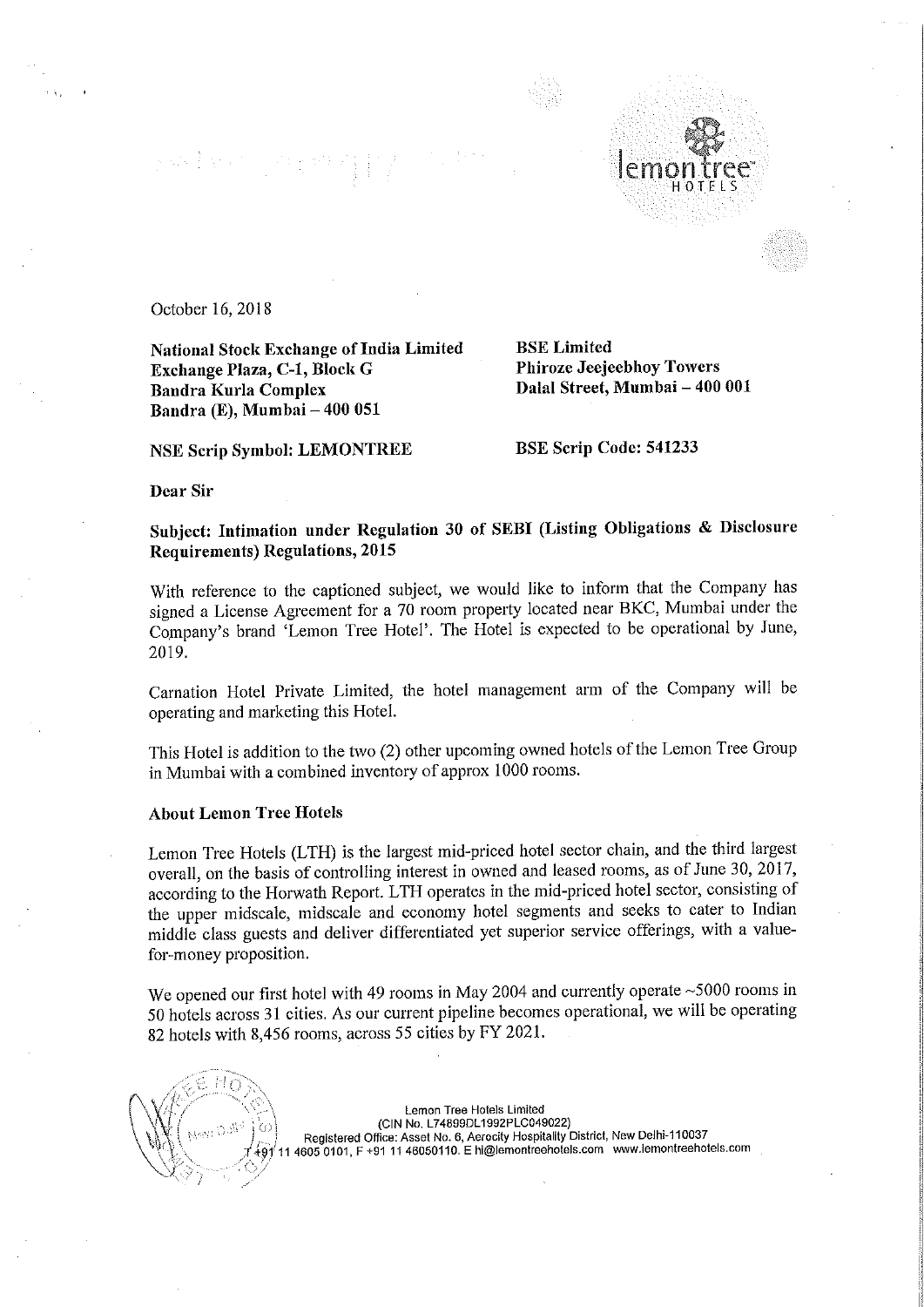October 16, 2018

**National Stock Exchange of India Limited**
**Exchange Plaza, C-1, Block G**
**Bandra Kurla Complex**
**Bandra (E), Mumbai – 400 051**

**BSE Limited**
**Phiroze Jeejeebhoy Towers**
**Dalal Street, Mumbai – 400 001**

**NSE Scrip Symbol: LEMONTREE**

**BSE Scrip Code: 541233**

**Dear Sir**

**Subject: Intimation under Regulation 30 of SEBI (Listing Obligations & Disclosure Requirements) Regulations, 2015**

With reference to the captioned subject, we would like to inform that the Company has signed a License Agreement for a 70 room property located near BKC, Mumbai under the Company's brand 'Lemon Tree Hotel'. The Hotel is expected to be operational by June, 2019.

Carnation Hotel Private Limited, the hotel management arm of the Company will be operating and marketing this Hotel.

This Hotel is addition to the two (2) other upcoming owned hotels of the Lemon Tree Group in Mumbai with a combined inventory of approx 1000 rooms.

**About Lemon Tree Hotels**

Lemon Tree Hotels (LTH) is the largest mid-priced hotel sector chain, and the third largest overall, on the basis of controlling interest in owned and leased rooms, as of June 30, 2017, according to the Horwath Report. LTH operates in the mid-priced hotel sector, consisting of the upper midscale, midscale and economy hotel segments and seeks to cater to Indian middle class guests and deliver differentiated yet superior service offerings, with a value-for-money proposition.

We opened our first hotel with 49 rooms in May 2004 and currently operate ~5000 rooms in 50 hotels across 31 cities. As our current pipeline becomes operational, we will be operating 82 hotels with 8,456 rooms, across 55 cities by FY 2021.

Lemon Tree Hotels Limited
(CIN No. L74899DL1992PLC049022)
Registered Office: Asset No. 6, Aerocity Hospitality District, New Delhi-110037
T +91 11 4605 0101, F +91 11 46050110. E hi@lemontreehotels.com www.lemontreehotels.com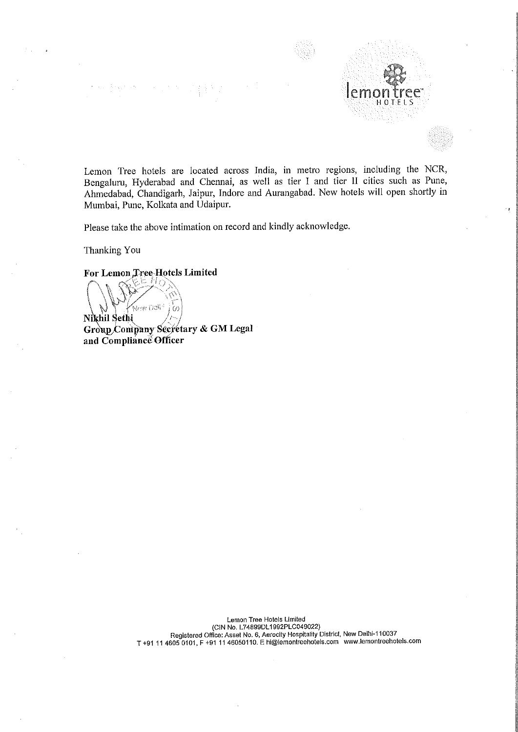Lemon Tree hotels are located across India, in metro regions, including the NCR, Bengaluru, Hyderabad and Chennai, as well as tier I and tier II cities such as Pune, Ahmedabad, Chandigarh, Jaipur, Indore and Aurangabad. New hotels will open shortly in Mumbai, Pune, Kolkata and Udaipur.

Please take the above intimation on record and kindly acknowledge.

Thanking You

**For Lemon Tree Hotels Limited**

**Nikhil Sethi**
**Group Company Secretary & GM Legal and Compliance Officer**

Lemon Tree Hotels Limited
(CIN No. L74899DL1992PLC049022)
Registered Office: Asset No. 6, Aerocity Hospitality District, New Delhi-110037
T +91 11 4605 0101, F +91 11 46050110. E hi@lemontreehotels.com www.lemontreehotels.com